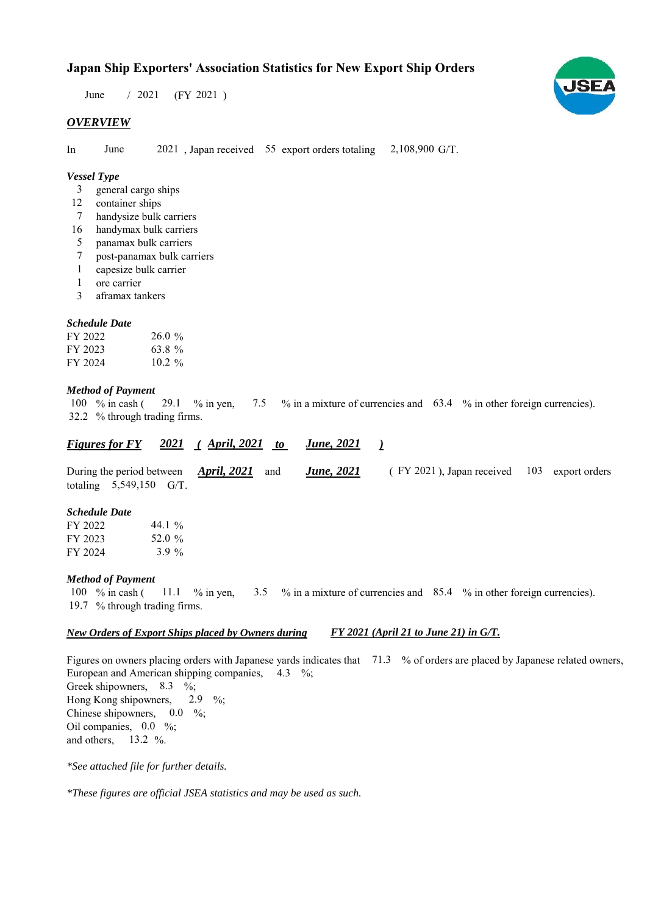# Japan Ship Exporters' Association Statistics for New Export Ship Orders

June / 2021 (FY 2021 )

## *OVERVIEW*

In June 2021 , Japan received 55 export orders totaling 2,108,900 G/T.

### *Vessel Type*

- 3 general cargo ships
- 12 container ships
- 7 handysize bulk carriers
- 16 handymax bulk carriers
- 5 panamax bulk carriers
- 7 post-panamax bulk carriers
- 1 capesize bulk carrier
- 1 ore carrier
- 3 aframax tankers

### *Schedule Date*

| | |
|---|---|
| FY 2022 | 26.0 % |
| FY 2023 | 63.8 % |
| FY 2024 | 10.2 % |

### *Method of Payment*

100 % in cash ( 29.1 % in yen, 7.5 % in a mixture of currencies and 63.4 % in other foreign currencies).
32.2 % through trading firms.

## *Figures for FY 2021 ( April, 2021 to June, 2021 )*

During the period between *April, 2021* and *June, 2021* ( FY 2021 ), Japan received 103 export orders totaling 5,549,150 G/T.

### *Schedule Date*

| | |
|---|---|
| FY 2022 | 44.1 % |
| FY 2023 | 52.0 % |
| FY 2024 | 3.9 % |

### *Method of Payment*

100 % in cash ( 11.1 % in yen, 3.5 % in a mixture of currencies and 85.4 % in other foreign currencies).
19.7 % through trading firms.

## *New Orders of Export Ships placed by Owners during FY 2021 (April 21 to June 21) in G/T.*

Figures on owners placing orders with Japanese yards indicates that 71.3 % of orders are placed by Japanese related owners,
European and American shipping companies, 4.3 %;
Greek shipowners, 8.3 %;
Hong Kong shipowners, 2.9 %;
Chinese shipowners, 0.0 %;
Oil companies, 0.0 %;
and others, 13.2 %.

*\*See attached file for further details.*

*\*These figures are official JSEA statistics and may be used as such.*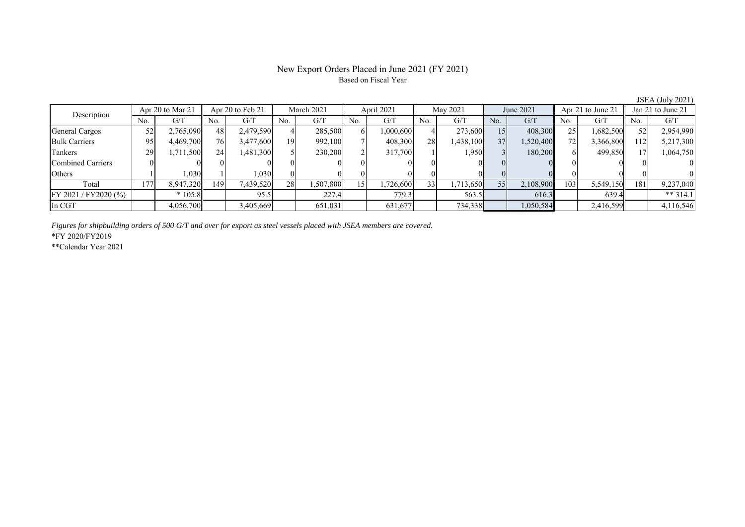# New Export Orders Placed in June 2021 (FY 2021)

Based on Fiscal Year

JSEA (July 2021)

| Description | Apr 20 to Mar 21 | | Apr 20 to Feb 21 | | March 2021 | | April 2021 | | May 2021 | | June 2021 | | Apr 21 to June 21 | | Jan 21 to June 21 | |
|---|---|---|---|---|---|---|---|---|---|---|---|---|---|---|---|---|
| | No. | G/T | No. | G/T | No. | G/T | No. | G/T | No. | G/T | No. | G/T | No. | G/T | No. | G/T |
| General Cargos | 52 | 2,765,090 | 48 | 2,479,590 | 4 | 285,500 | 6 | 1,000,600 | 4 | 273,600 | 15 | 408,300 | 25 | 1,682,500 | 52 | 2,954,990 |
| Bulk Carriers | 95 | 4,469,700 | 76 | 3,477,600 | 19 | 992,100 | 7 | 408,300 | 28 | 1,438,100 | 37 | 1,520,400 | 72 | 3,366,800 | 112 | 5,217,300 |
| Tankers | 29 | 1,711,500 | 24 | 1,481,300 | 5 | 230,200 | 2 | 317,700 | 1 | 1,950 | 3 | 180,200 | 6 | 499,850 | 17 | 1,064,750 |
| Combined Carriers | 0 | 0 | 0 | 0 | 0 | 0 | 0 | 0 | 0 | 0 | 0 | 0 | 0 | 0 | 0 | 0 |
| Others | 1 | 1,030 | 1 | 1,030 | 0 | 0 | 0 | 0 | 0 | 0 | 0 | 0 | 0 | 0 | 0 | 0 |
| Total | 177 | 8,947,320 | 149 | 7,439,520 | 28 | 1,507,800 | 15 | 1,726,600 | 33 | 1,713,650 | 55 | 2,108,900 | 103 | 5,549,150 | 181 | 9,237,040 |
| FY 2021 / FY2020 (%) | | * 105.8 | | 95.5 | | 227.4 | | 779.3 | | 563.5 | | 616.3 | | 639.4 | | ** 314.1 |
| In CGT | | 4,056,700 | | 3,405,669 | | 651,031 | | 631,677 | | 734,338 | | 1,050,584 | | 2,416,599 | | 4,116,546 |

*Figures for shipbuilding orders of 500 G/T and over for export as steel vessels placed with JSEA members are covered.*

*FY 2020/FY2019

**Calendar Year 2021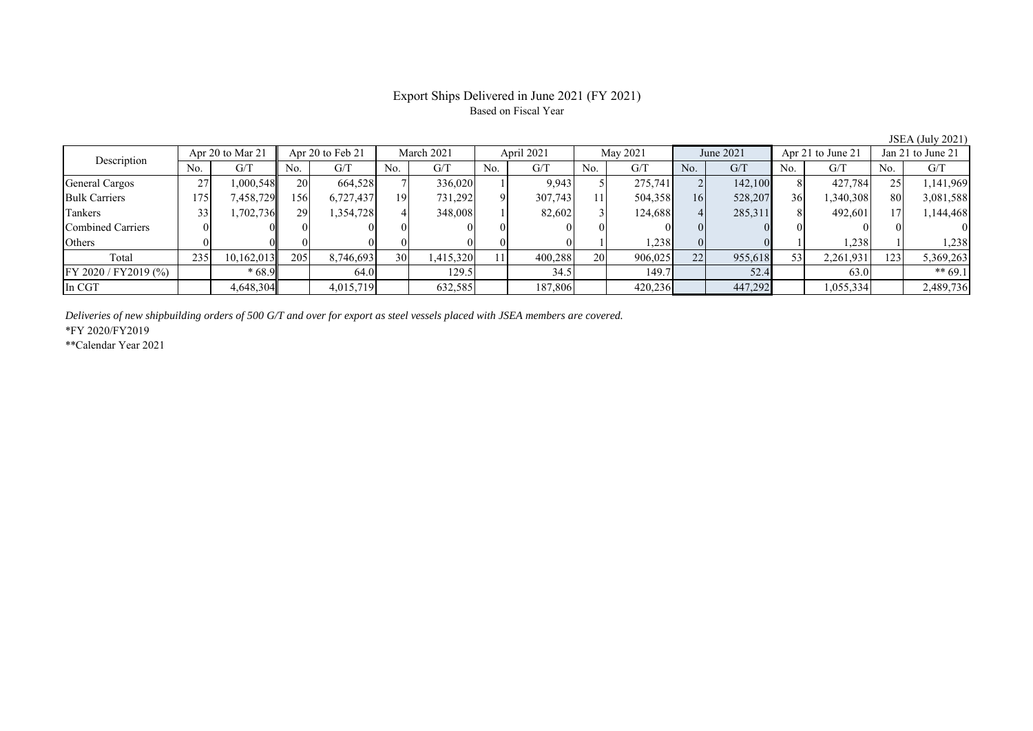# Export Ships Delivered in June 2021 (FY 2021)

Based on Fiscal Year

JSEA (July 2021)

| Description | Apr 20 to Mar 21 | | Apr 20 to Feb 21 | | March 2021 | | April 2021 | | May 2021 | | June 2021 | | Apr 21 to June 21 | | Jan 21 to June 21 | |
|---|---|---|---|---|---|---|---|---|---|---|---|---|---|---|---|---|
| | No. | G/T | No. | G/T | No. | G/T | No. | G/T | No. | G/T | No. | G/T | No. | G/T | No. | G/T |
| General Cargos | 27 | 1,000,548 | 20 | 664,528 | 7 | 336,020 | 1 | 9,943 | 5 | 275,741 | 2 | 142,100 | 8 | 427,784 | 25 | 1,141,969 |
| Bulk Carriers | 175 | 7,458,729 | 156 | 6,727,437 | 19 | 731,292 | 9 | 307,743 | 11 | 504,358 | 16 | 528,207 | 36 | 1,340,308 | 80 | 3,081,588 |
| Tankers | 33 | 1,702,736 | 29 | 1,354,728 | 4 | 348,008 | 1 | 82,602 | 3 | 124,688 | 4 | 285,311 | 8 | 492,601 | 17 | 1,144,468 |
| Combined Carriers | 0 | 0 | 0 | 0 | 0 | 0 | 0 | 0 | 0 | 0 | 0 | 0 | 0 | 0 | 0 | 0 |
| Others | 0 | 0 | 0 | 0 | 0 | 0 | 0 | 0 | 1 | 1,238 | 0 | 0 | 1 | 1,238 | 1 | 1,238 |
| Total | 235 | 10,162,013 | 205 | 8,746,693 | 30 | 1,415,320 | 11 | 400,288 | 20 | 906,025 | 22 | 955,618 | 53 | 2,261,931 | 123 | 5,369,263 |
| FY 2020 / FY2019 (%) | | * 68.9 | | 64.0 | | 129.5 | | 34.5 | | 149.7 | | 52.4 | | 63.0 | | ** 69.1 |
| In CGT | | 4,648,304 | | 4,015,719 | | 632,585 | | 187,806 | | 420,236 | | 447,292 | | 1,055,334 | | 2,489,736 |

*Deliveries of new shipbuilding orders of 500 G/T and over for export as steel vessels placed with JSEA members are covered.*

*FY 2020/FY2019

**Calendar Year 2021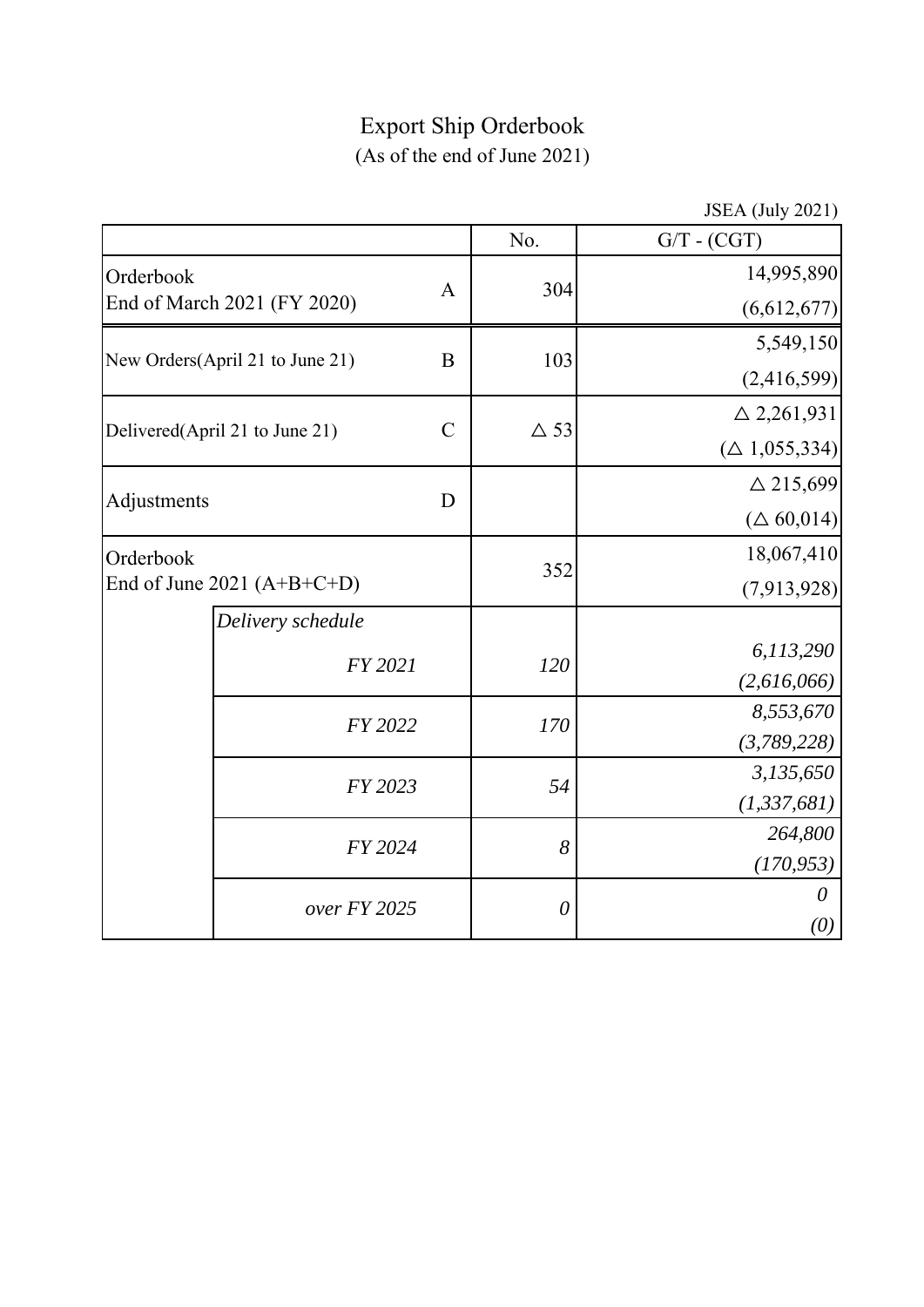# Export Ship Orderbook

(As of the end of June 2021)

JSEA (July 2021)

| | | | No. | G/T - (CGT) |
|---|---|---|---|---|
| Orderbook<br>End of March 2021 (FY 2020) | | A | 304 | 14,995,890<br>(6,612,677) |
| New Orders(April 21 to June 21) | | B | 103 | 5,549,150<br>(2,416,599) |
| Delivered(April 21 to June 21) | | C | △ 53 | △ 2,261,931<br>(△ 1,055,334) |
| Adjustments | | D | | △ 215,699<br>(△ 60,014) |
| Orderbook<br>End of June 2021 (A+B+C+D) | | | 352 | 18,067,410<br>(7,913,928) |
| | *Delivery schedule* | | | |
| | *FY 2021* | | *120* | *6,113,290*<br>*(2,616,066)* |
| | *FY 2022* | | *170* | *8,553,670*<br>*(3,789,228)* |
| | *FY 2023* | | *54* | *3,135,650*<br>*(1,337,681)* |
| | *FY 2024* | | *8* | *264,800*<br>*(170,953)* |
| | *over FY 2025* | | *0* | *0*<br>*(0)* |